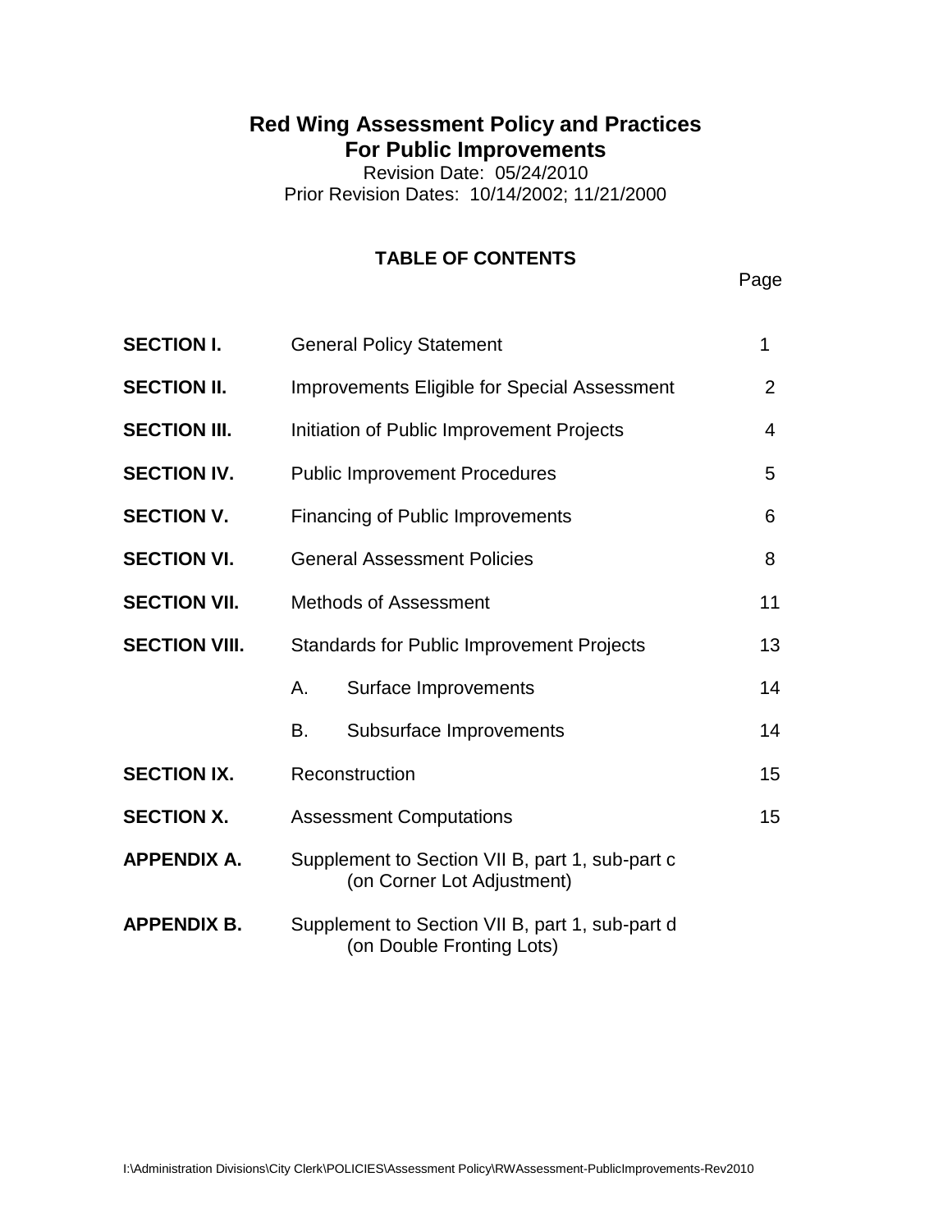# Red Wing Assessment Policy and Practices
# For Public Improvements

Revision Date: 05/24/2010
Prior Revision Dates: 10/14/2002; 11/21/2000

## TABLE OF CONTENTS

| | | Page |
|---|---|---|
| **SECTION I.** | General Policy Statement | 1 |
| **SECTION II.** | Improvements Eligible for Special Assessment | 2 |
| **SECTION III.** | Initiation of Public Improvement Projects | 4 |
| **SECTION IV.** | Public Improvement Procedures | 5 |
| **SECTION V.** | Financing of Public Improvements | 6 |
| **SECTION VI.** | General Assessment Policies | 8 |
| **SECTION VII.** | Methods of Assessment | 11 |
| **SECTION VIII.** | Standards for Public Improvement Projects | 13 |
| | A. Surface Improvements | 14 |
| | B. Subsurface Improvements | 14 |
| **SECTION IX.** | Reconstruction | 15 |
| **SECTION X.** | Assessment Computations | 15 |
| **APPENDIX A.** | Supplement to Section VII B, part 1, sub-part c (on Corner Lot Adjustment) | |
| **APPENDIX B.** | Supplement to Section VII B, part 1, sub-part d (on Double Fronting Lots) | |

I:\Administration Divisions\City Clerk\POLICIES\Assessment Policy\RWAssessment-PublicImprovements-Rev2010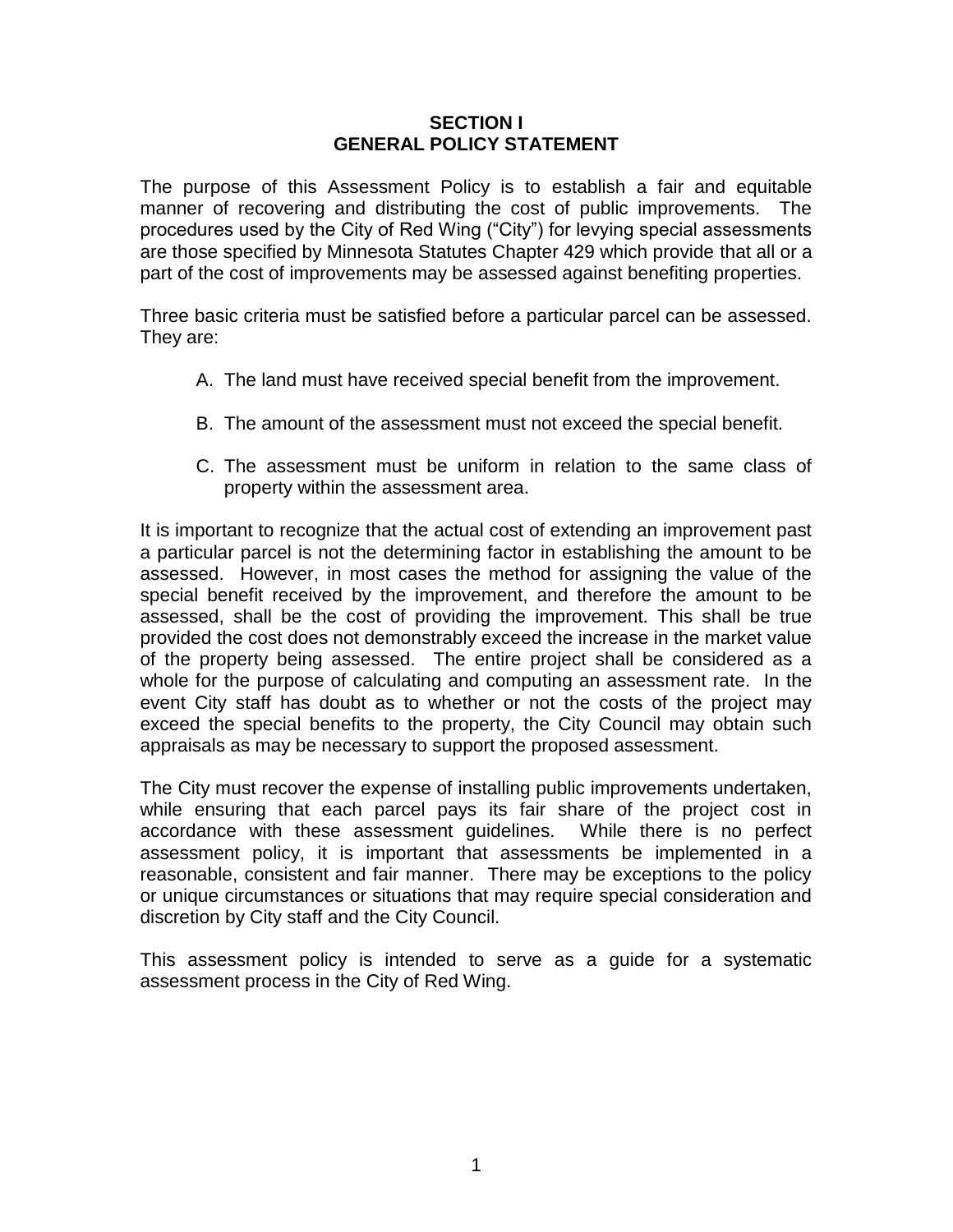# SECTION I
# GENERAL POLICY STATEMENT

The purpose of this Assessment Policy is to establish a fair and equitable manner of recovering and distributing the cost of public improvements. The procedures used by the City of Red Wing ("City") for levying special assessments are those specified by Minnesota Statutes Chapter 429 which provide that all or a part of the cost of improvements may be assessed against benefiting properties.

Three basic criteria must be satisfied before a particular parcel can be assessed. They are:

A. The land must have received special benefit from the improvement.

B. The amount of the assessment must not exceed the special benefit.

C. The assessment must be uniform in relation to the same class of property within the assessment area.

It is important to recognize that the actual cost of extending an improvement past a particular parcel is not the determining factor in establishing the amount to be assessed. However, in most cases the method for assigning the value of the special benefit received by the improvement, and therefore the amount to be assessed, shall be the cost of providing the improvement. This shall be true provided the cost does not demonstrably exceed the increase in the market value of the property being assessed. The entire project shall be considered as a whole for the purpose of calculating and computing an assessment rate. In the event City staff has doubt as to whether or not the costs of the project may exceed the special benefits to the property, the City Council may obtain such appraisals as may be necessary to support the proposed assessment.

The City must recover the expense of installing public improvements undertaken, while ensuring that each parcel pays its fair share of the project cost in accordance with these assessment guidelines. While there is no perfect assessment policy, it is important that assessments be implemented in a reasonable, consistent and fair manner. There may be exceptions to the policy or unique circumstances or situations that may require special consideration and discretion by City staff and the City Council.

This assessment policy is intended to serve as a guide for a systematic assessment process in the City of Red Wing.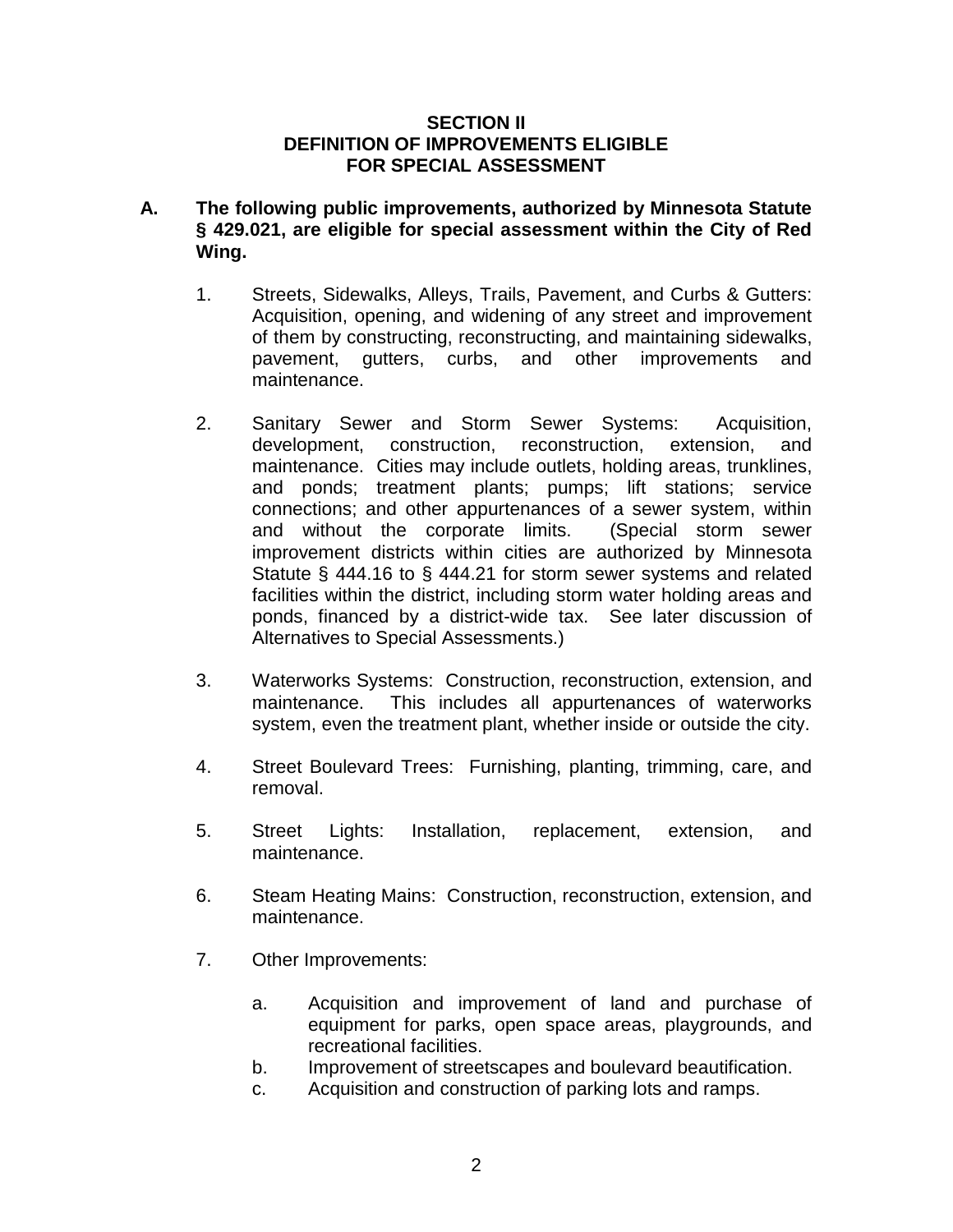## SECTION II
## DEFINITION OF IMPROVEMENTS ELIGIBLE FOR SPECIAL ASSESSMENT

**A. The following public improvements, authorized by Minnesota Statute § 429.021, are eligible for special assessment within the City of Red Wing.**

1. Streets, Sidewalks, Alleys, Trails, Pavement, and Curbs & Gutters: Acquisition, opening, and widening of any street and improvement of them by constructing, reconstructing, and maintaining sidewalks, pavement, gutters, curbs, and other improvements and maintenance.

2. Sanitary Sewer and Storm Sewer Systems: Acquisition, development, construction, reconstruction, extension, and maintenance. Cities may include outlets, holding areas, trunklines, and ponds; treatment plants; pumps; lift stations; service connections; and other appurtenances of a sewer system, within and without the corporate limits. (Special storm sewer improvement districts within cities are authorized by Minnesota Statute § 444.16 to § 444.21 for storm sewer systems and related facilities within the district, including storm water holding areas and ponds, financed by a district-wide tax. See later discussion of Alternatives to Special Assessments.)

3. Waterworks Systems: Construction, reconstruction, extension, and maintenance. This includes all appurtenances of waterworks system, even the treatment plant, whether inside or outside the city.

4. Street Boulevard Trees: Furnishing, planting, trimming, care, and removal.

5. Street Lights: Installation, replacement, extension, and maintenance.

6. Steam Heating Mains: Construction, reconstruction, extension, and maintenance.

7. Other Improvements:

   a. Acquisition and improvement of land and purchase of equipment for parks, open space areas, playgrounds, and recreational facilities.
   b. Improvement of streetscapes and boulevard beautification.
   c. Acquisition and construction of parking lots and ramps.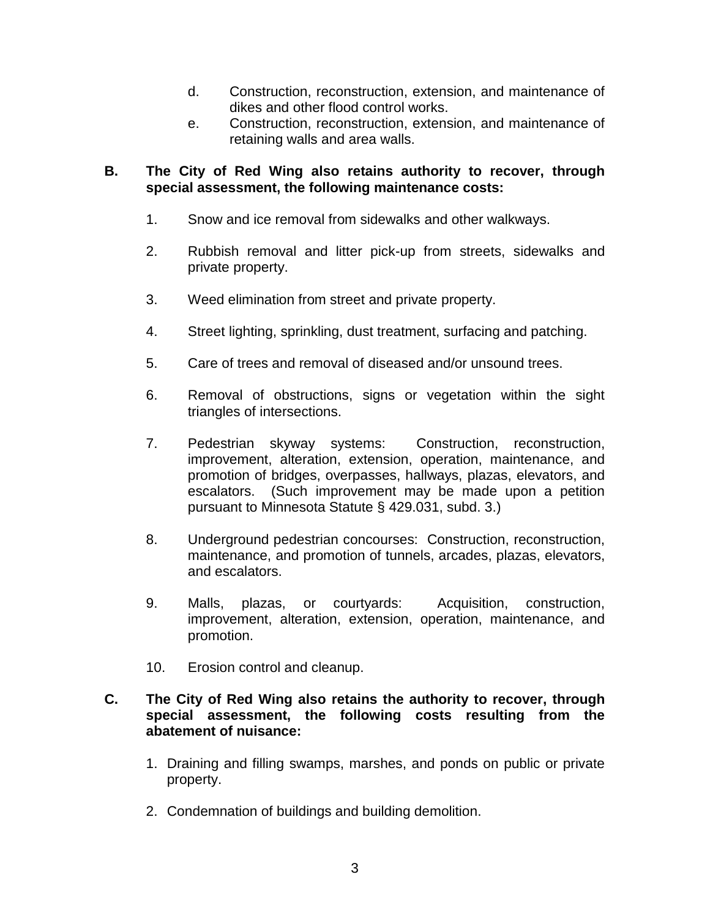d. Construction, reconstruction, extension, and maintenance of dikes and other flood control works.

e. Construction, reconstruction, extension, and maintenance of retaining walls and area walls.

**B. The City of Red Wing also retains authority to recover, through special assessment, the following maintenance costs:**

1. Snow and ice removal from sidewalks and other walkways.

2. Rubbish removal and litter pick-up from streets, sidewalks and private property.

3. Weed elimination from street and private property.

4. Street lighting, sprinkling, dust treatment, surfacing and patching.

5. Care of trees and removal of diseased and/or unsound trees.

6. Removal of obstructions, signs or vegetation within the sight triangles of intersections.

7. Pedestrian skyway systems: Construction, reconstruction, improvement, alteration, extension, operation, maintenance, and promotion of bridges, overpasses, hallways, plazas, elevators, and escalators. (Such improvement may be made upon a petition pursuant to Minnesota Statute § 429.031, subd. 3.)

8. Underground pedestrian concourses: Construction, reconstruction, maintenance, and promotion of tunnels, arcades, plazas, elevators, and escalators.

9. Malls, plazas, or courtyards: Acquisition, construction, improvement, alteration, extension, operation, maintenance, and promotion.

10. Erosion control and cleanup.

**C. The City of Red Wing also retains the authority to recover, through special assessment, the following costs resulting from the abatement of nuisance:**

1. Draining and filling swamps, marshes, and ponds on public or private property.

2. Condemnation of buildings and building demolition.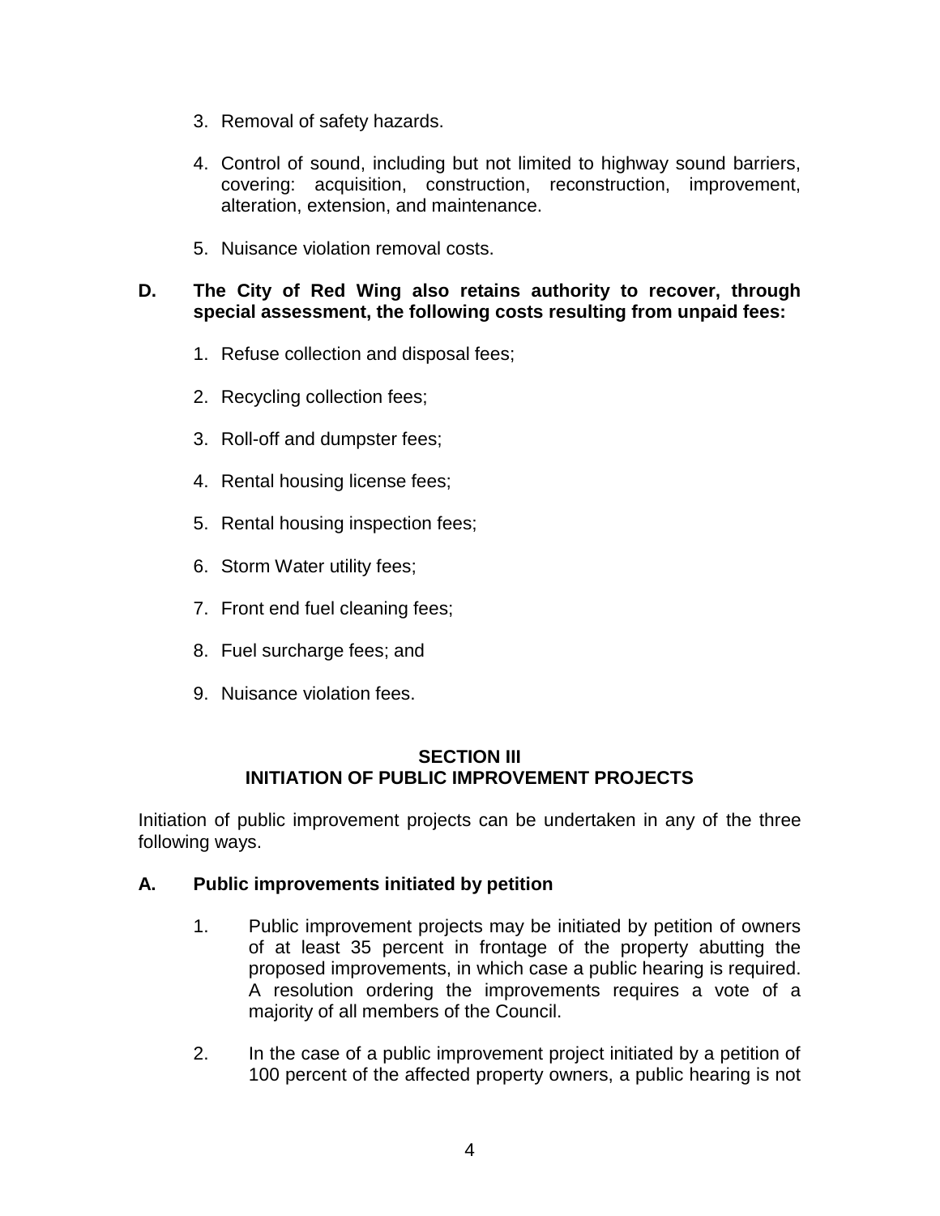3. Removal of safety hazards.

4. Control of sound, including but not limited to highway sound barriers, covering: acquisition, construction, reconstruction, improvement, alteration, extension, and maintenance.

5. Nuisance violation removal costs.

**D. The City of Red Wing also retains authority to recover, through special assessment, the following costs resulting from unpaid fees:**

1. Refuse collection and disposal fees;

2. Recycling collection fees;

3. Roll-off and dumpster fees;

4. Rental housing license fees;

5. Rental housing inspection fees;

6. Storm Water utility fees;

7. Front end fuel cleaning fees;

8. Fuel surcharge fees; and

9. Nuisance violation fees.

## SECTION III
## INITIATION OF PUBLIC IMPROVEMENT PROJECTS

Initiation of public improvement projects can be undertaken in any of the three following ways.

**A. Public improvements initiated by petition**

1. Public improvement projects may be initiated by petition of owners of at least 35 percent in frontage of the property abutting the proposed improvements, in which case a public hearing is required. A resolution ordering the improvements requires a vote of a majority of all members of the Council.

2. In the case of a public improvement project initiated by a petition of 100 percent of the affected property owners, a public hearing is not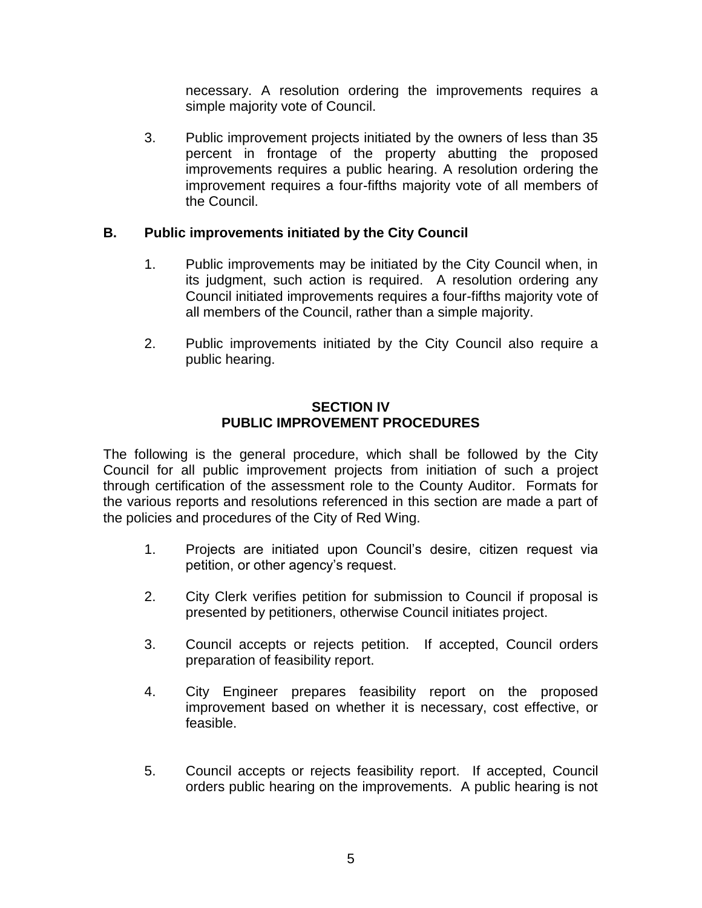necessary. A resolution ordering the improvements requires a simple majority vote of Council.

3. Public improvement projects initiated by the owners of less than 35 percent in frontage of the property abutting the proposed improvements requires a public hearing. A resolution ordering the improvement requires a four-fifths majority vote of all members of the Council.

### B. Public improvements initiated by the City Council

1. Public improvements may be initiated by the City Council when, in its judgment, such action is required. A resolution ordering any Council initiated improvements requires a four-fifths majority vote of all members of the Council, rather than a simple majority.

2. Public improvements initiated by the City Council also require a public hearing.

## SECTION IV
## PUBLIC IMPROVEMENT PROCEDURES

The following is the general procedure, which shall be followed by the City Council for all public improvement projects from initiation of such a project through certification of the assessment role to the County Auditor. Formats for the various reports and resolutions referenced in this section are made a part of the policies and procedures of the City of Red Wing.

1. Projects are initiated upon Council's desire, citizen request via petition, or other agency's request.

2. City Clerk verifies petition for submission to Council if proposal is presented by petitioners, otherwise Council initiates project.

3. Council accepts or rejects petition. If accepted, Council orders preparation of feasibility report.

4. City Engineer prepares feasibility report on the proposed improvement based on whether it is necessary, cost effective, or feasible.

5. Council accepts or rejects feasibility report. If accepted, Council orders public hearing on the improvements. A public hearing is not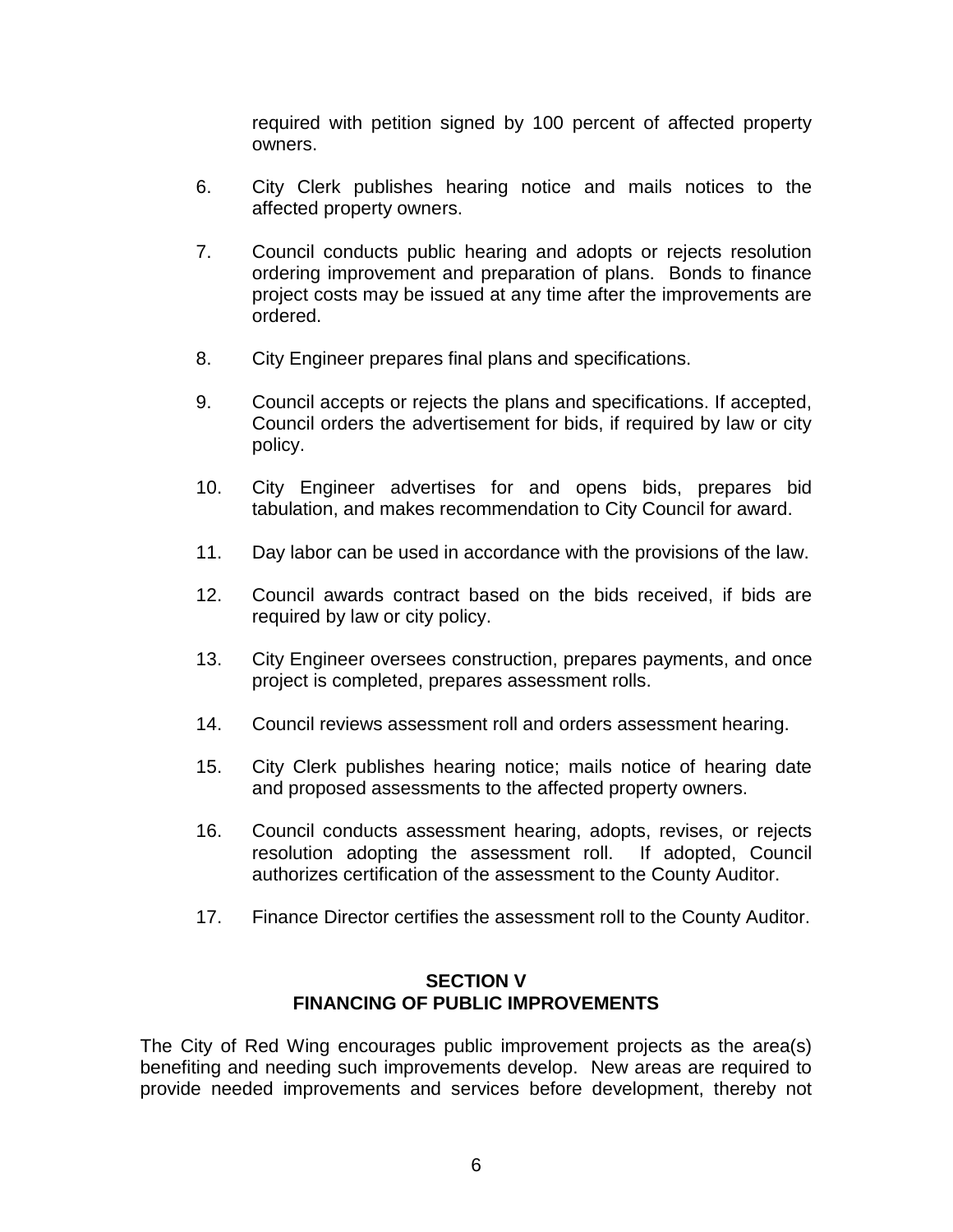required with petition signed by 100 percent of affected property owners.

6. City Clerk publishes hearing notice and mails notices to the affected property owners.

7. Council conducts public hearing and adopts or rejects resolution ordering improvement and preparation of plans. Bonds to finance project costs may be issued at any time after the improvements are ordered.

8. City Engineer prepares final plans and specifications.

9. Council accepts or rejects the plans and specifications. If accepted, Council orders the advertisement for bids, if required by law or city policy.

10. City Engineer advertises for and opens bids, prepares bid tabulation, and makes recommendation to City Council for award.

11. Day labor can be used in accordance with the provisions of the law.

12. Council awards contract based on the bids received, if bids are required by law or city policy.

13. City Engineer oversees construction, prepares payments, and once project is completed, prepares assessment rolls.

14. Council reviews assessment roll and orders assessment hearing.

15. City Clerk publishes hearing notice; mails notice of hearing date and proposed assessments to the affected property owners.

16. Council conducts assessment hearing, adopts, revises, or rejects resolution adopting the assessment roll. If adopted, Council authorizes certification of the assessment to the County Auditor.

17. Finance Director certifies the assessment roll to the County Auditor.

## SECTION V
## FINANCING OF PUBLIC IMPROVEMENTS

The City of Red Wing encourages public improvement projects as the area(s) benefiting and needing such improvements develop. New areas are required to provide needed improvements and services before development, thereby not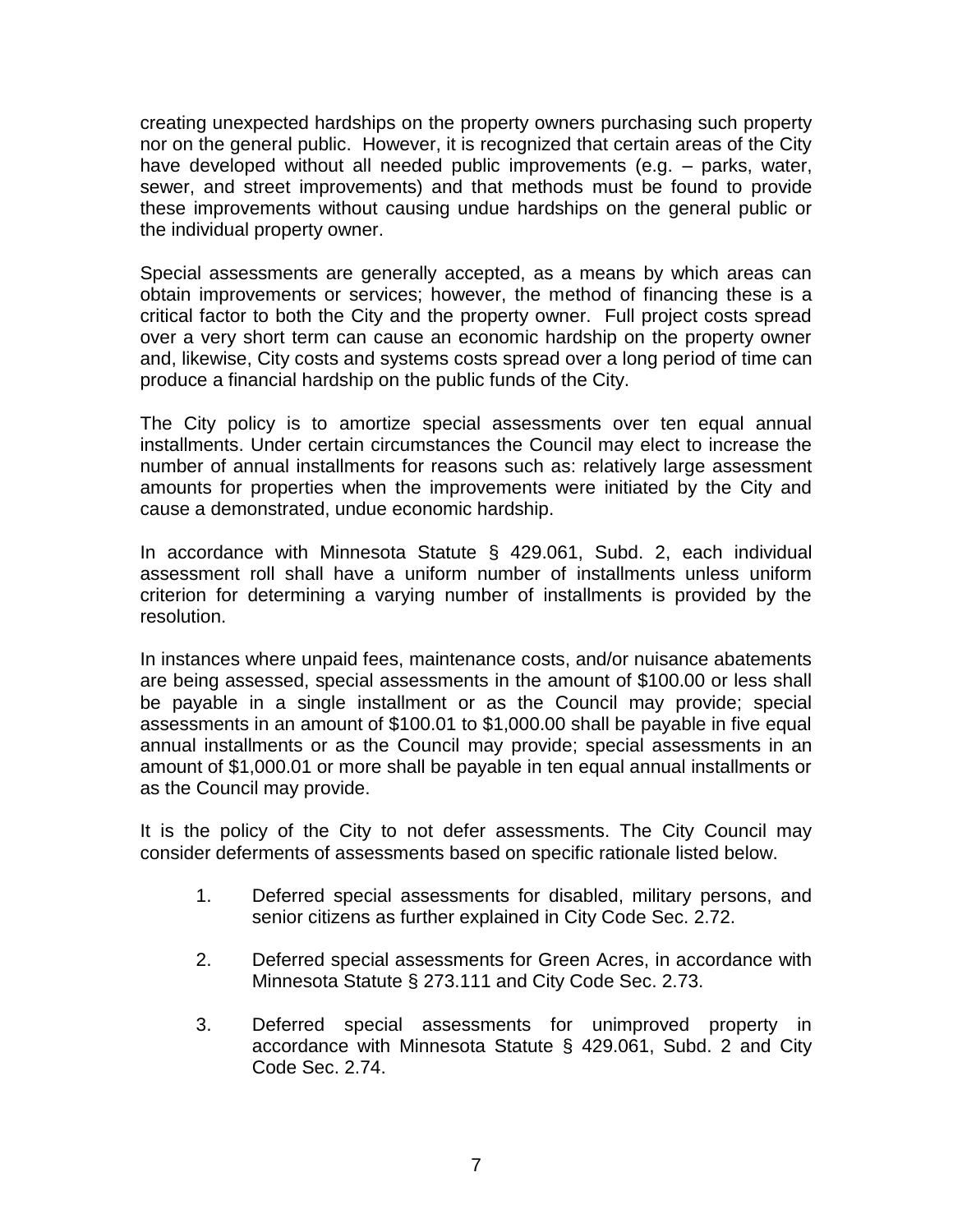creating unexpected hardships on the property owners purchasing such property nor on the general public. However, it is recognized that certain areas of the City have developed without all needed public improvements (e.g. – parks, water, sewer, and street improvements) and that methods must be found to provide these improvements without causing undue hardships on the general public or the individual property owner.

Special assessments are generally accepted, as a means by which areas can obtain improvements or services; however, the method of financing these is a critical factor to both the City and the property owner. Full project costs spread over a very short term can cause an economic hardship on the property owner and, likewise, City costs and systems costs spread over a long period of time can produce a financial hardship on the public funds of the City.

The City policy is to amortize special assessments over ten equal annual installments. Under certain circumstances the Council may elect to increase the number of annual installments for reasons such as: relatively large assessment amounts for properties when the improvements were initiated by the City and cause a demonstrated, undue economic hardship.

In accordance with Minnesota Statute § 429.061, Subd. 2, each individual assessment roll shall have a uniform number of installments unless uniform criterion for determining a varying number of installments is provided by the resolution.

In instances where unpaid fees, maintenance costs, and/or nuisance abatements are being assessed, special assessments in the amount of $100.00 or less shall be payable in a single installment or as the Council may provide; special assessments in an amount of $100.01 to $1,000.00 shall be payable in five equal annual installments or as the Council may provide; special assessments in an amount of $1,000.01 or more shall be payable in ten equal annual installments or as the Council may provide.

It is the policy of the City to not defer assessments. The City Council may consider deferments of assessments based on specific rationale listed below.

1. Deferred special assessments for disabled, military persons, and senior citizens as further explained in City Code Sec. 2.72.

2. Deferred special assessments for Green Acres, in accordance with Minnesota Statute § 273.111 and City Code Sec. 2.73.

3. Deferred special assessments for unimproved property in accordance with Minnesota Statute § 429.061, Subd. 2 and City Code Sec. 2.74.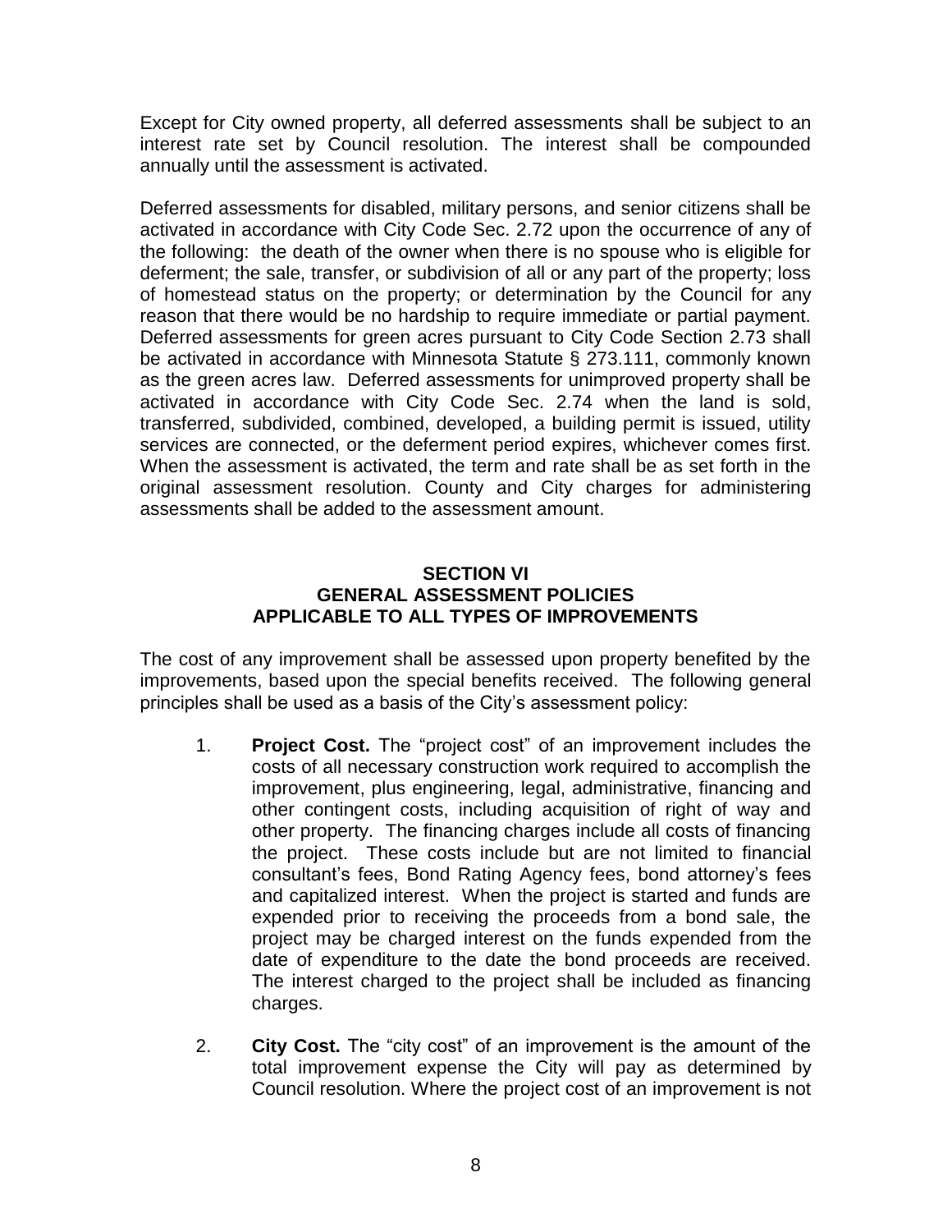Except for City owned property, all deferred assessments shall be subject to an interest rate set by Council resolution. The interest shall be compounded annually until the assessment is activated.

Deferred assessments for disabled, military persons, and senior citizens shall be activated in accordance with City Code Sec. 2.72 upon the occurrence of any of the following: the death of the owner when there is no spouse who is eligible for deferment; the sale, transfer, or subdivision of all or any part of the property; loss of homestead status on the property; or determination by the Council for any reason that there would be no hardship to require immediate or partial payment. Deferred assessments for green acres pursuant to City Code Section 2.73 shall be activated in accordance with Minnesota Statute § 273.111, commonly known as the green acres law. Deferred assessments for unimproved property shall be activated in accordance with City Code Sec. 2.74 when the land is sold, transferred, subdivided, combined, developed, a building permit is issued, utility services are connected, or the deferment period expires, whichever comes first. When the assessment is activated, the term and rate shall be as set forth in the original assessment resolution. County and City charges for administering assessments shall be added to the assessment amount.

## SECTION VI
## GENERAL ASSESSMENT POLICIES
## APPLICABLE TO ALL TYPES OF IMPROVEMENTS

The cost of any improvement shall be assessed upon property benefited by the improvements, based upon the special benefits received. The following general principles shall be used as a basis of the City's assessment policy:

1. **Project Cost.** The "project cost" of an improvement includes the costs of all necessary construction work required to accomplish the improvement, plus engineering, legal, administrative, financing and other contingent costs, including acquisition of right of way and other property. The financing charges include all costs of financing the project. These costs include but are not limited to financial consultant's fees, Bond Rating Agency fees, bond attorney's fees and capitalized interest. When the project is started and funds are expended prior to receiving the proceeds from a bond sale, the project may be charged interest on the funds expended from the date of expenditure to the date the bond proceeds are received. The interest charged to the project shall be included as financing charges.

2. **City Cost.** The "city cost" of an improvement is the amount of the total improvement expense the City will pay as determined by Council resolution. Where the project cost of an improvement is not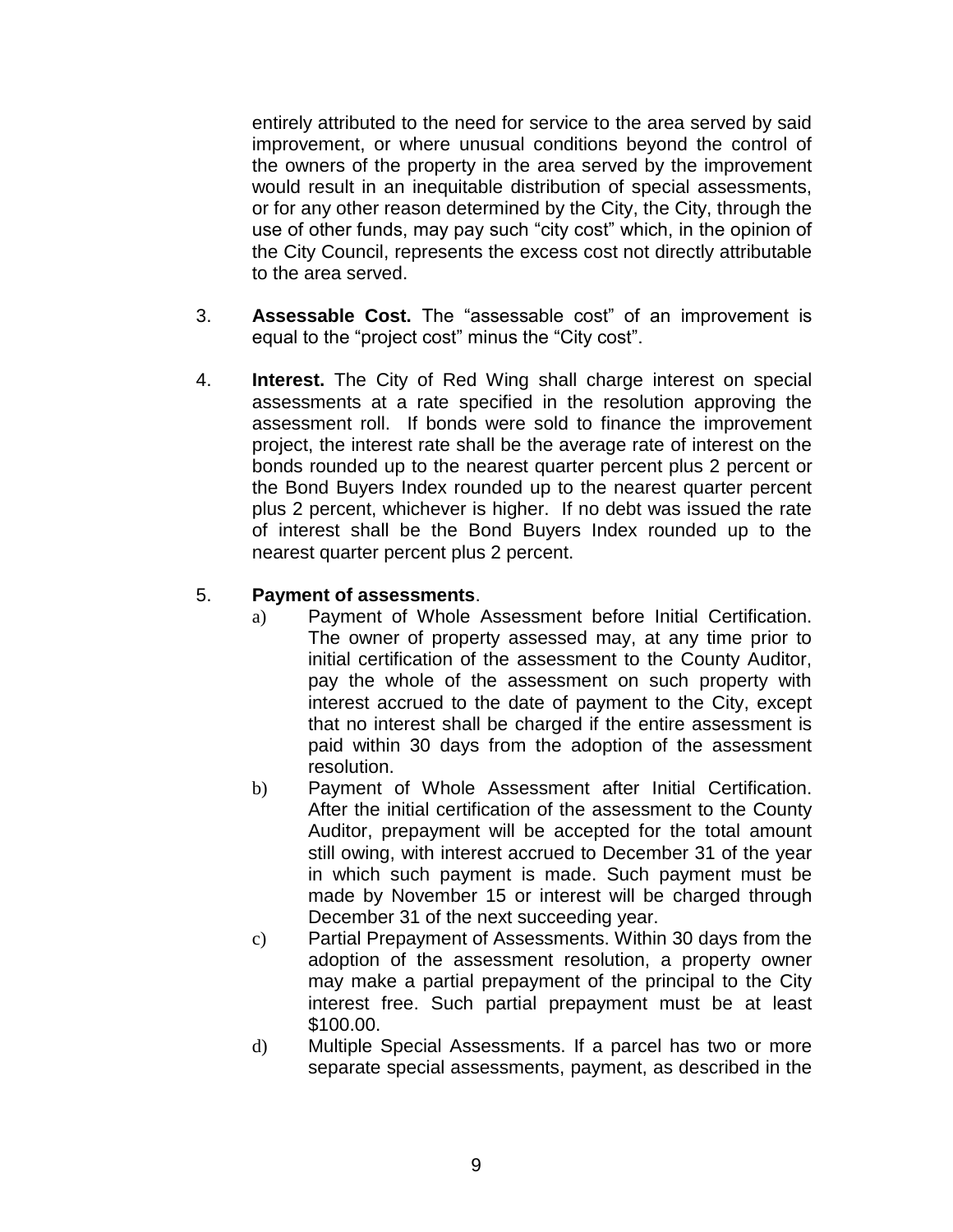entirely attributed to the need for service to the area served by said improvement, or where unusual conditions beyond the control of the owners of the property in the area served by the improvement would result in an inequitable distribution of special assessments, or for any other reason determined by the City, the City, through the use of other funds, may pay such "city cost" which, in the opinion of the City Council, represents the excess cost not directly attributable to the area served.

3. **Assessable Cost.** The "assessable cost" of an improvement is equal to the "project cost" minus the "City cost".

4. **Interest.** The City of Red Wing shall charge interest on special assessments at a rate specified in the resolution approving the assessment roll. If bonds were sold to finance the improvement project, the interest rate shall be the average rate of interest on the bonds rounded up to the nearest quarter percent plus 2 percent or the Bond Buyers Index rounded up to the nearest quarter percent plus 2 percent, whichever is higher. If no debt was issued the rate of interest shall be the Bond Buyers Index rounded up to the nearest quarter percent plus 2 percent.

5. **Payment of assessments**.
   a) Payment of Whole Assessment before Initial Certification. The owner of property assessed may, at any time prior to initial certification of the assessment to the County Auditor, pay the whole of the assessment on such property with interest accrued to the date of payment to the City, except that no interest shall be charged if the entire assessment is paid within 30 days from the adoption of the assessment resolution.
   b) Payment of Whole Assessment after Initial Certification. After the initial certification of the assessment to the County Auditor, prepayment will be accepted for the total amount still owing, with interest accrued to December 31 of the year in which such payment is made. Such payment must be made by November 15 or interest will be charged through December 31 of the next succeeding year.
   c) Partial Prepayment of Assessments. Within 30 days from the adoption of the assessment resolution, a property owner may make a partial prepayment of the principal to the City interest free. Such partial prepayment must be at least $100.00.
   d) Multiple Special Assessments. If a parcel has two or more separate special assessments, payment, as described in the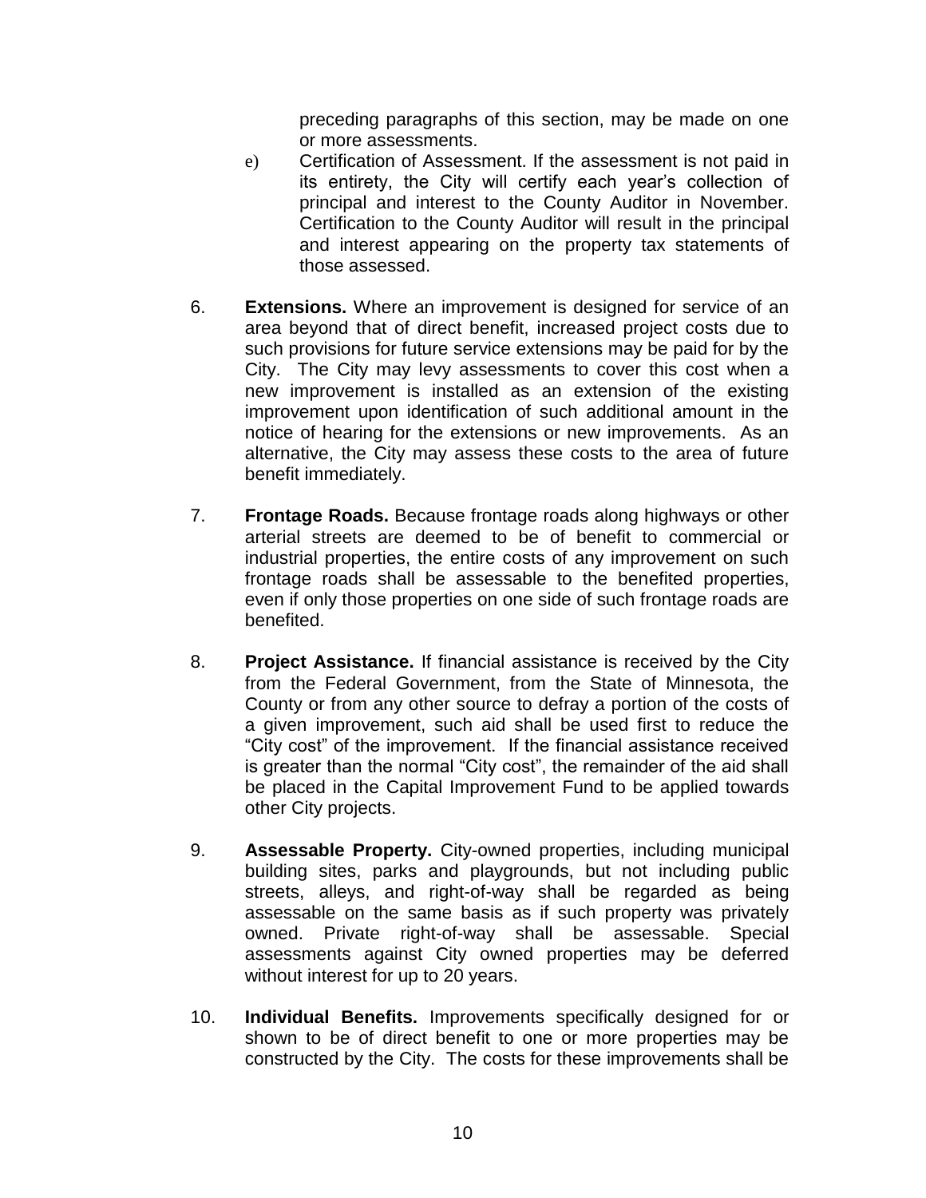preceding paragraphs of this section, may be made on one or more assessments.

e) Certification of Assessment. If the assessment is not paid in its entirety, the City will certify each year's collection of principal and interest to the County Auditor in November. Certification to the County Auditor will result in the principal and interest appearing on the property tax statements of those assessed.

6. **Extensions.** Where an improvement is designed for service of an area beyond that of direct benefit, increased project costs due to such provisions for future service extensions may be paid for by the City. The City may levy assessments to cover this cost when a new improvement is installed as an extension of the existing improvement upon identification of such additional amount in the notice of hearing for the extensions or new improvements. As an alternative, the City may assess these costs to the area of future benefit immediately.

7. **Frontage Roads.** Because frontage roads along highways or other arterial streets are deemed to be of benefit to commercial or industrial properties, the entire costs of any improvement on such frontage roads shall be assessable to the benefited properties, even if only those properties on one side of such frontage roads are benefited.

8. **Project Assistance.** If financial assistance is received by the City from the Federal Government, from the State of Minnesota, the County or from any other source to defray a portion of the costs of a given improvement, such aid shall be used first to reduce the "City cost" of the improvement. If the financial assistance received is greater than the normal "City cost", the remainder of the aid shall be placed in the Capital Improvement Fund to be applied towards other City projects.

9. **Assessable Property.** City-owned properties, including municipal building sites, parks and playgrounds, but not including public streets, alleys, and right-of-way shall be regarded as being assessable on the same basis as if such property was privately owned. Private right-of-way shall be assessable. Special assessments against City owned properties may be deferred without interest for up to 20 years.

10. **Individual Benefits.** Improvements specifically designed for or shown to be of direct benefit to one or more properties may be constructed by the City. The costs for these improvements shall be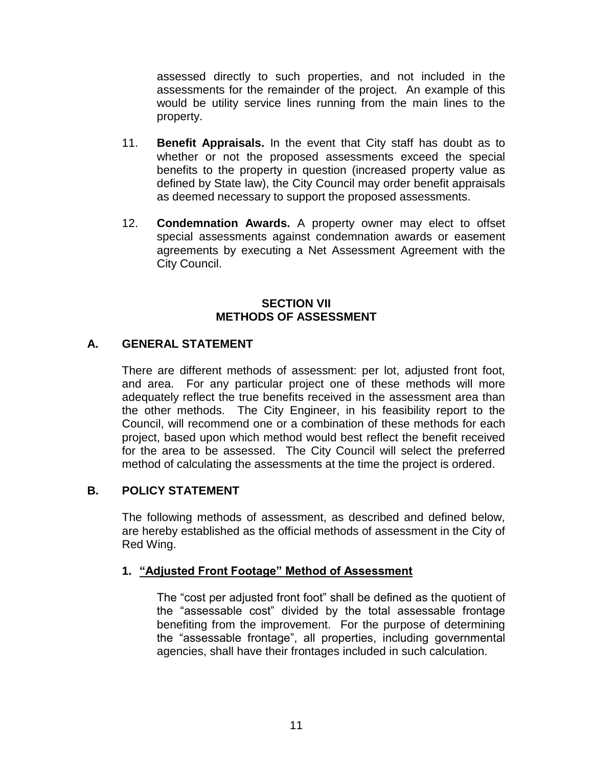assessed directly to such properties, and not included in the assessments for the remainder of the project. An example of this would be utility service lines running from the main lines to the property.

11. **Benefit Appraisals.** In the event that City staff has doubt as to whether or not the proposed assessments exceed the special benefits to the property in question (increased property value as defined by State law), the City Council may order benefit appraisals as deemed necessary to support the proposed assessments.

12. **Condemnation Awards.** A property owner may elect to offset special assessments against condemnation awards or easement agreements by executing a Net Assessment Agreement with the City Council.

## SECTION VII
## METHODS OF ASSESSMENT

### A. GENERAL STATEMENT

There are different methods of assessment: per lot, adjusted front foot, and area. For any particular project one of these methods will more adequately reflect the true benefits received in the assessment area than the other methods. The City Engineer, in his feasibility report to the Council, will recommend one or a combination of these methods for each project, based upon which method would best reflect the benefit received for the area to be assessed. The City Council will select the preferred method of calculating the assessments at the time the project is ordered.

### B. POLICY STATEMENT

The following methods of assessment, as described and defined below, are hereby established as the official methods of assessment in the City of Red Wing.

#### 1. "Adjusted Front Footage" Method of Assessment

The "cost per adjusted front foot" shall be defined as the quotient of the "assessable cost" divided by the total assessable frontage benefiting from the improvement. For the purpose of determining the "assessable frontage", all properties, including governmental agencies, shall have their frontages included in such calculation.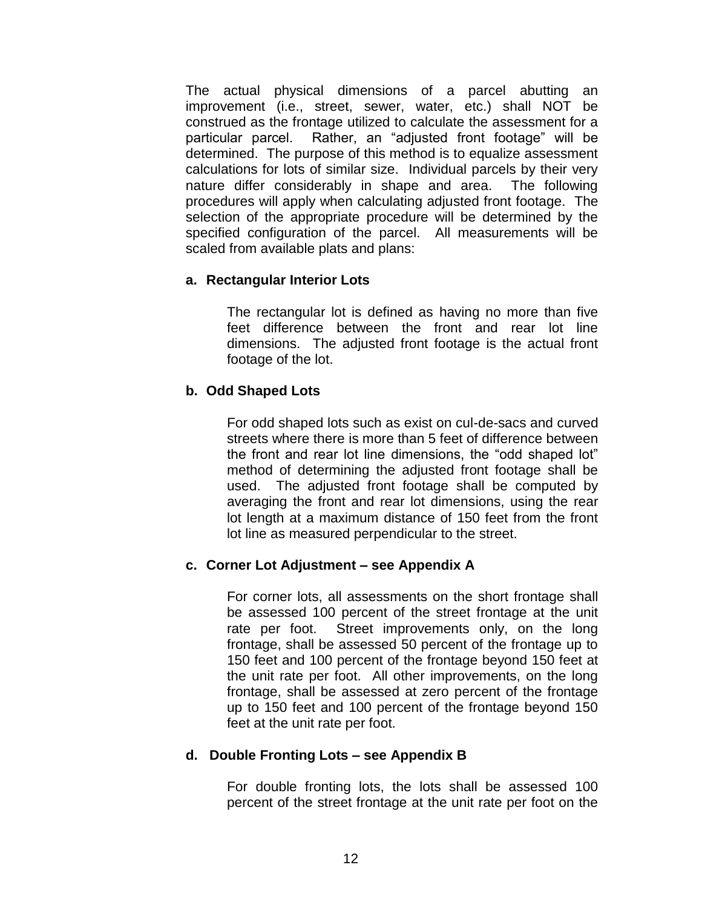The actual physical dimensions of a parcel abutting an improvement (i.e., street, sewer, water, etc.) shall NOT be construed as the frontage utilized to calculate the assessment for a particular parcel. Rather, an "adjusted front footage" will be determined. The purpose of this method is to equalize assessment calculations for lots of similar size. Individual parcels by their very nature differ considerably in shape and area. The following procedures will apply when calculating adjusted front footage. The selection of the appropriate procedure will be determined by the specified configuration of the parcel. All measurements will be scaled from available plats and plans:

**a. Rectangular Interior Lots**

The rectangular lot is defined as having no more than five feet difference between the front and rear lot line dimensions. The adjusted front footage is the actual front footage of the lot.

**b. Odd Shaped Lots**

For odd shaped lots such as exist on cul-de-sacs and curved streets where there is more than 5 feet of difference between the front and rear lot line dimensions, the "odd shaped lot" method of determining the adjusted front footage shall be used. The adjusted front footage shall be computed by averaging the front and rear lot dimensions, using the rear lot length at a maximum distance of 150 feet from the front lot line as measured perpendicular to the street.

**c. Corner Lot Adjustment – see Appendix A**

For corner lots, all assessments on the short frontage shall be assessed 100 percent of the street frontage at the unit rate per foot. Street improvements only, on the long frontage, shall be assessed 50 percent of the frontage up to 150 feet and 100 percent of the frontage beyond 150 feet at the unit rate per foot. All other improvements, on the long frontage, shall be assessed at zero percent of the frontage up to 150 feet and 100 percent of the frontage beyond 150 feet at the unit rate per foot.

**d. Double Fronting Lots – see Appendix B**

For double fronting lots, the lots shall be assessed 100 percent of the street frontage at the unit rate per foot on the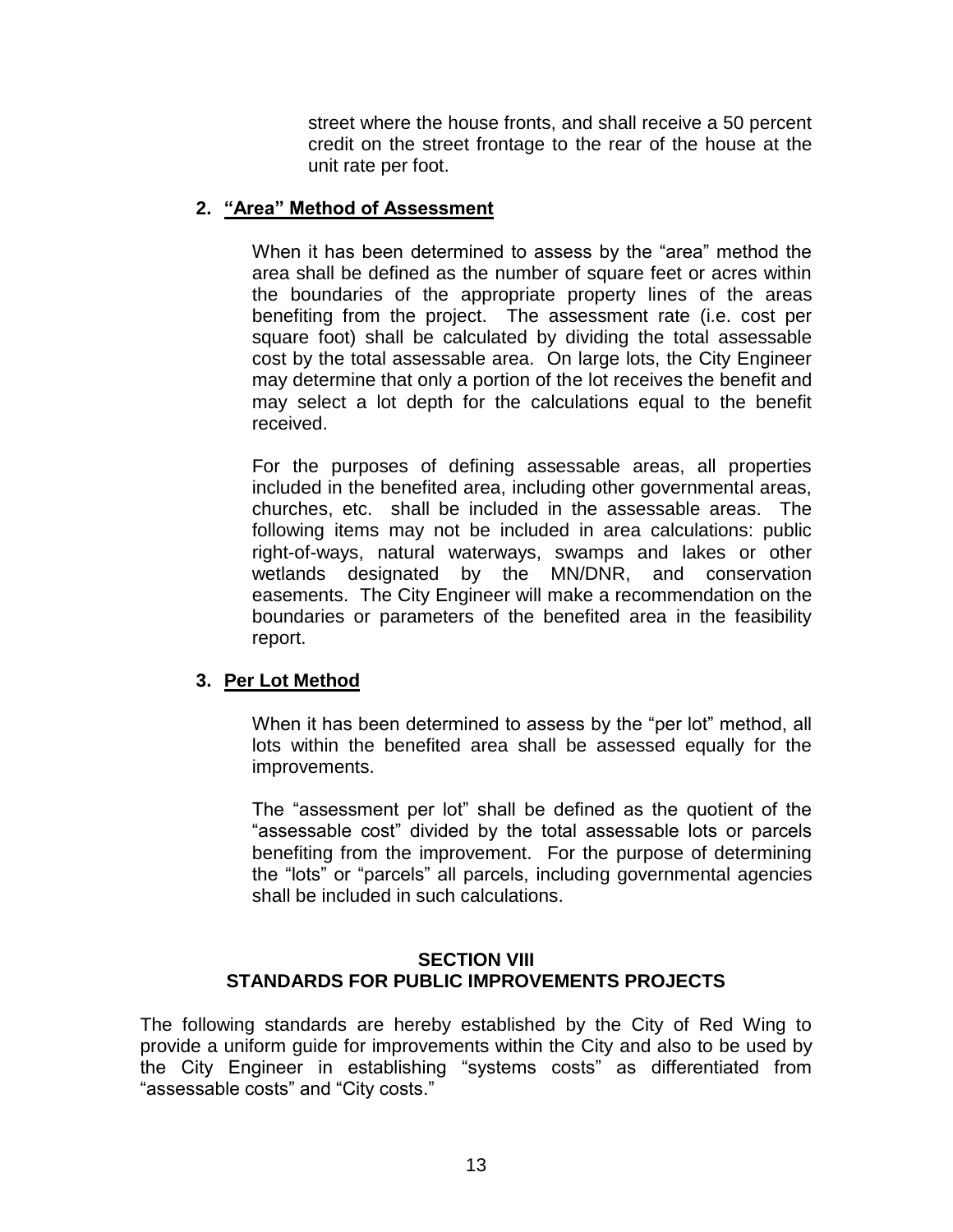street where the house fronts, and shall receive a 50 percent credit on the street frontage to the rear of the house at the unit rate per foot.

**2. <u>"Area" Method of Assessment</u>**

When it has been determined to assess by the "area" method the area shall be defined as the number of square feet or acres within the boundaries of the appropriate property lines of the areas benefiting from the project. The assessment rate (i.e. cost per square foot) shall be calculated by dividing the total assessable cost by the total assessable area. On large lots, the City Engineer may determine that only a portion of the lot receives the benefit and may select a lot depth for the calculations equal to the benefit received.

For the purposes of defining assessable areas, all properties included in the benefited area, including other governmental areas, churches, etc. shall be included in the assessable areas. The following items may not be included in area calculations: public right-of-ways, natural waterways, swamps and lakes or other wetlands designated by the MN/DNR, and conservation easements. The City Engineer will make a recommendation on the boundaries or parameters of the benefited area in the feasibility report.

**3. <u>Per Lot Method</u>**

When it has been determined to assess by the "per lot" method, all lots within the benefited area shall be assessed equally for the improvements.

The "assessment per lot" shall be defined as the quotient of the "assessable cost" divided by the total assessable lots or parcels benefiting from the improvement. For the purpose of determining the "lots" or "parcels" all parcels, including governmental agencies shall be included in such calculations.

## SECTION VIII
## STANDARDS FOR PUBLIC IMPROVEMENTS PROJECTS

The following standards are hereby established by the City of Red Wing to provide a uniform guide for improvements within the City and also to be used by the City Engineer in establishing "systems costs" as differentiated from "assessable costs" and "City costs."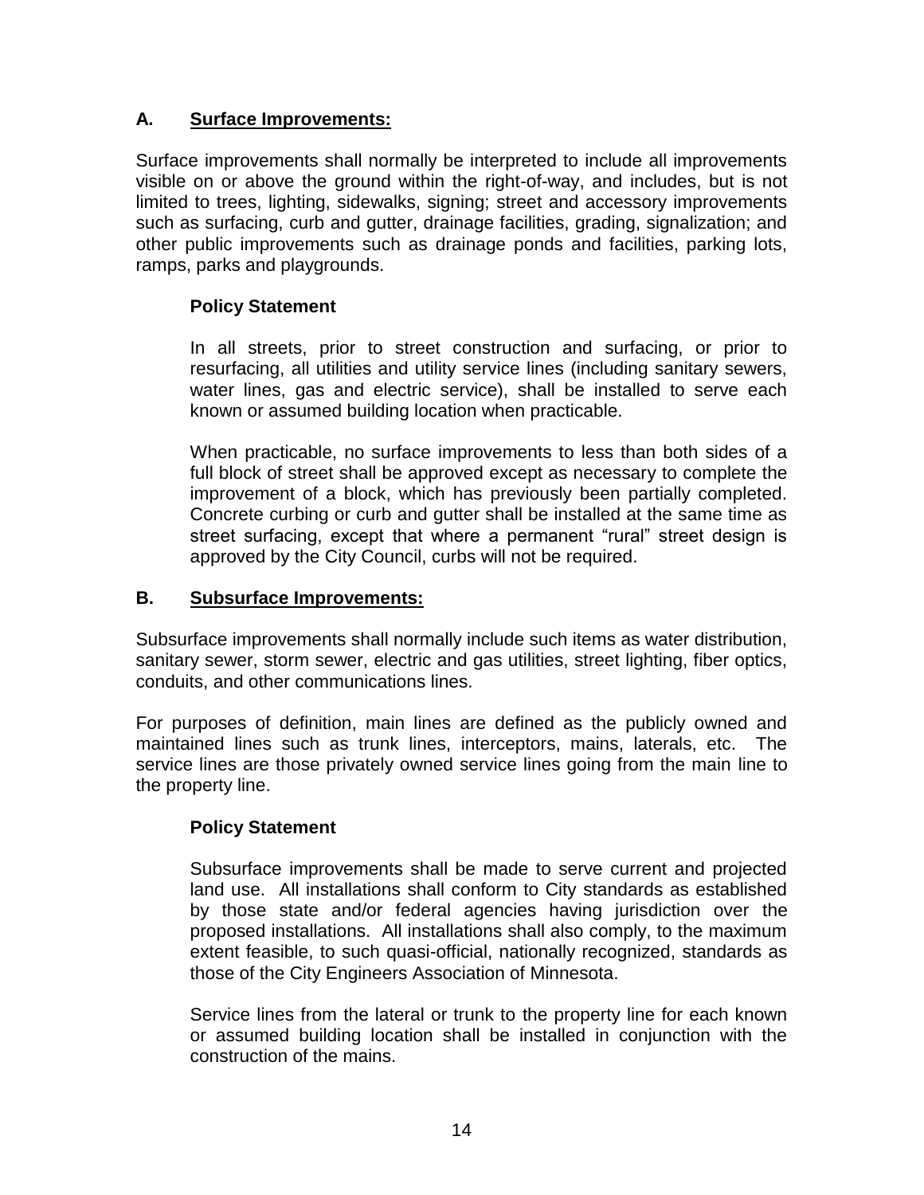## A. Surface Improvements:

Surface improvements shall normally be interpreted to include all improvements visible on or above the ground within the right-of-way, and includes, but is not limited to trees, lighting, sidewalks, signing; street and accessory improvements such as surfacing, curb and gutter, drainage facilities, grading, signalization; and other public improvements such as drainage ponds and facilities, parking lots, ramps, parks and playgrounds.

### Policy Statement

In all streets, prior to street construction and surfacing, or prior to resurfacing, all utilities and utility service lines (including sanitary sewers, water lines, gas and electric service), shall be installed to serve each known or assumed building location when practicable.

When practicable, no surface improvements to less than both sides of a full block of street shall be approved except as necessary to complete the improvement of a block, which has previously been partially completed. Concrete curbing or curb and gutter shall be installed at the same time as street surfacing, except that where a permanent "rural" street design is approved by the City Council, curbs will not be required.

## B. Subsurface Improvements:

Subsurface improvements shall normally include such items as water distribution, sanitary sewer, storm sewer, electric and gas utilities, street lighting, fiber optics, conduits, and other communications lines.

For purposes of definition, main lines are defined as the publicly owned and maintained lines such as trunk lines, interceptors, mains, laterals, etc. The service lines are those privately owned service lines going from the main line to the property line.

### Policy Statement

Subsurface improvements shall be made to serve current and projected land use. All installations shall conform to City standards as established by those state and/or federal agencies having jurisdiction over the proposed installations. All installations shall also comply, to the maximum extent feasible, to such quasi-official, nationally recognized, standards as those of the City Engineers Association of Minnesota.

Service lines from the lateral or trunk to the property line for each known or assumed building location shall be installed in conjunction with the construction of the mains.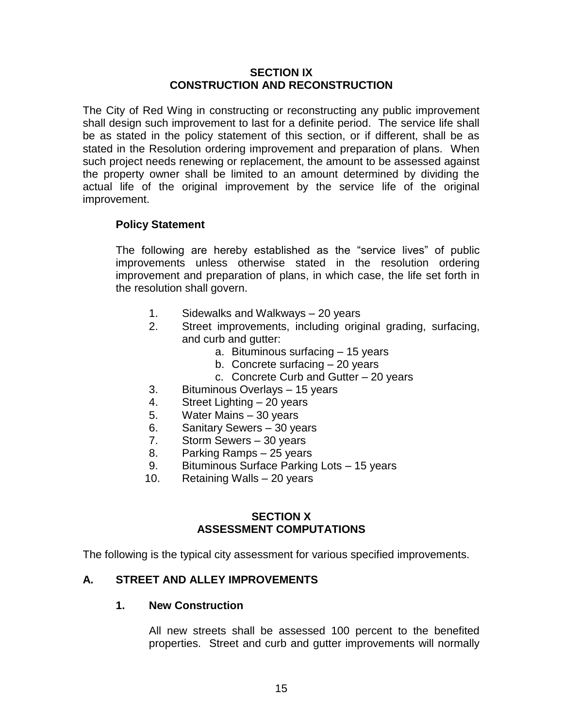## SECTION IX
## CONSTRUCTION AND RECONSTRUCTION

The City of Red Wing in constructing or reconstructing any public improvement shall design such improvement to last for a definite period. The service life shall be as stated in the policy statement of this section, or if different, shall be as stated in the Resolution ordering improvement and preparation of plans. When such project needs renewing or replacement, the amount to be assessed against the property owner shall be limited to an amount determined by dividing the actual life of the original improvement by the service life of the original improvement.

**Policy Statement**

The following are hereby established as the "service lives" of public improvements unless otherwise stated in the resolution ordering improvement and preparation of plans, in which case, the life set forth in the resolution shall govern.

1. Sidewalks and Walkways – 20 years
2. Street improvements, including original grading, surfacing, and curb and gutter:
    a. Bituminous surfacing – 15 years
    b. Concrete surfacing – 20 years
    c. Concrete Curb and Gutter – 20 years
3. Bituminous Overlays – 15 years
4. Street Lighting – 20 years
5. Water Mains – 30 years
6. Sanitary Sewers – 30 years
7. Storm Sewers – 30 years
8. Parking Ramps – 25 years
9. Bituminous Surface Parking Lots – 15 years
10. Retaining Walls – 20 years

## SECTION X
## ASSESSMENT COMPUTATIONS

The following is the typical city assessment for various specified improvements.

### A. STREET AND ALLEY IMPROVEMENTS

#### 1. New Construction

All new streets shall be assessed 100 percent to the benefited properties. Street and curb and gutter improvements will normally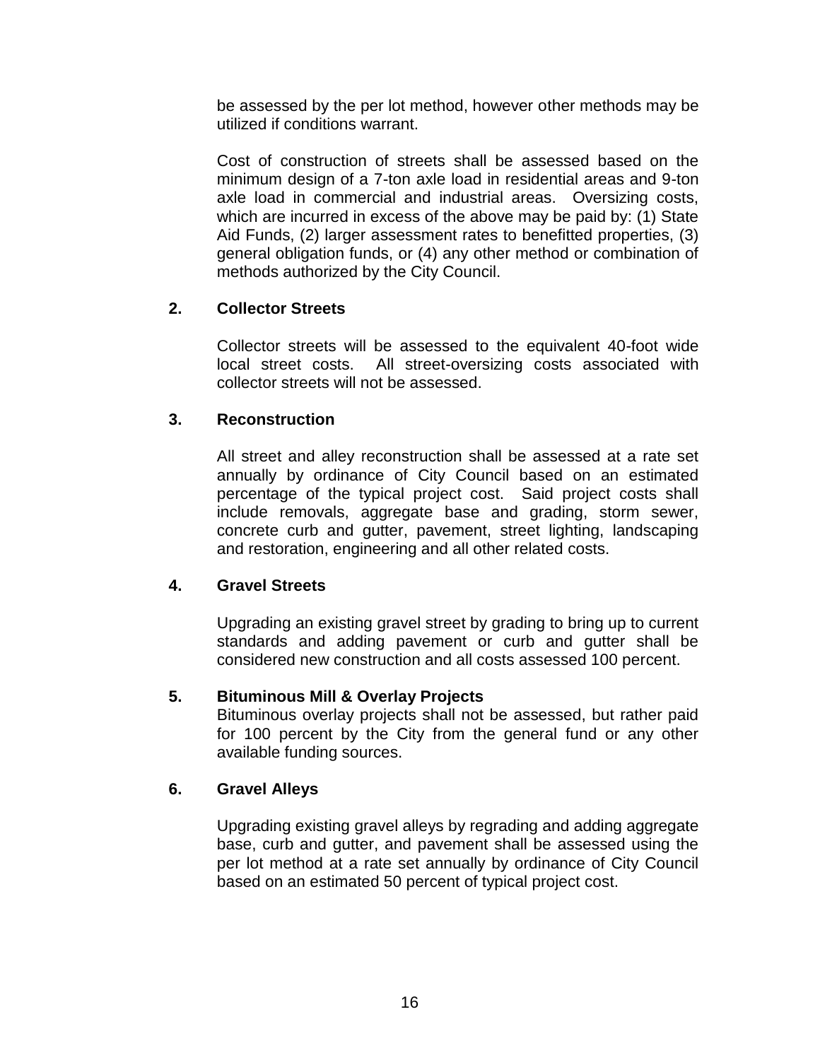be assessed by the per lot method, however other methods may be utilized if conditions warrant.

Cost of construction of streets shall be assessed based on the minimum design of a 7-ton axle load in residential areas and 9-ton axle load in commercial and industrial areas. Oversizing costs, which are incurred in excess of the above may be paid by: (1) State Aid Funds, (2) larger assessment rates to benefitted properties, (3) general obligation funds, or (4) any other method or combination of methods authorized by the City Council.

**2. Collector Streets**

Collector streets will be assessed to the equivalent 40-foot wide local street costs. All street-oversizing costs associated with collector streets will not be assessed.

**3. Reconstruction**

All street and alley reconstruction shall be assessed at a rate set annually by ordinance of City Council based on an estimated percentage of the typical project cost. Said project costs shall include removals, aggregate base and grading, storm sewer, concrete curb and gutter, pavement, street lighting, landscaping and restoration, engineering and all other related costs.

**4. Gravel Streets**

Upgrading an existing gravel street by grading to bring up to current standards and adding pavement or curb and gutter shall be considered new construction and all costs assessed 100 percent.

**5. Bituminous Mill & Overlay Projects**

Bituminous overlay projects shall not be assessed, but rather paid for 100 percent by the City from the general fund or any other available funding sources.

**6. Gravel Alleys**

Upgrading existing gravel alleys by regrading and adding aggregate base, curb and gutter, and pavement shall be assessed using the per lot method at a rate set annually by ordinance of City Council based on an estimated 50 percent of typical project cost.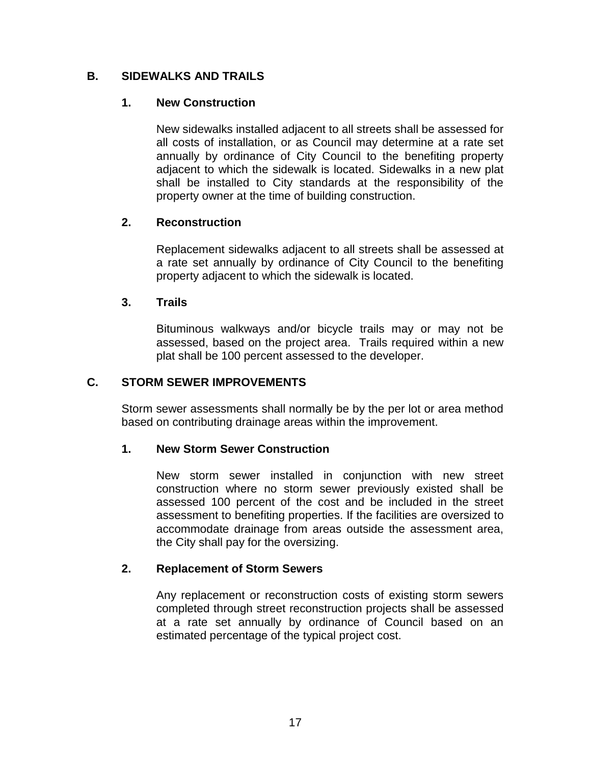## B. SIDEWALKS AND TRAILS

### 1. New Construction

New sidewalks installed adjacent to all streets shall be assessed for all costs of installation, or as Council may determine at a rate set annually by ordinance of City Council to the benefiting property adjacent to which the sidewalk is located. Sidewalks in a new plat shall be installed to City standards at the responsibility of the property owner at the time of building construction.

### 2. Reconstruction

Replacement sidewalks adjacent to all streets shall be assessed at a rate set annually by ordinance of City Council to the benefiting property adjacent to which the sidewalk is located.

### 3. Trails

Bituminous walkways and/or bicycle trails may or may not be assessed, based on the project area. Trails required within a new plat shall be 100 percent assessed to the developer.

## C. STORM SEWER IMPROVEMENTS

Storm sewer assessments shall normally be by the per lot or area method based on contributing drainage areas within the improvement.

### 1. New Storm Sewer Construction

New storm sewer installed in conjunction with new street construction where no storm sewer previously existed shall be assessed 100 percent of the cost and be included in the street assessment to benefiting properties. If the facilities are oversized to accommodate drainage from areas outside the assessment area, the City shall pay for the oversizing.

### 2. Replacement of Storm Sewers

Any replacement or reconstruction costs of existing storm sewers completed through street reconstruction projects shall be assessed at a rate set annually by ordinance of Council based on an estimated percentage of the typical project cost.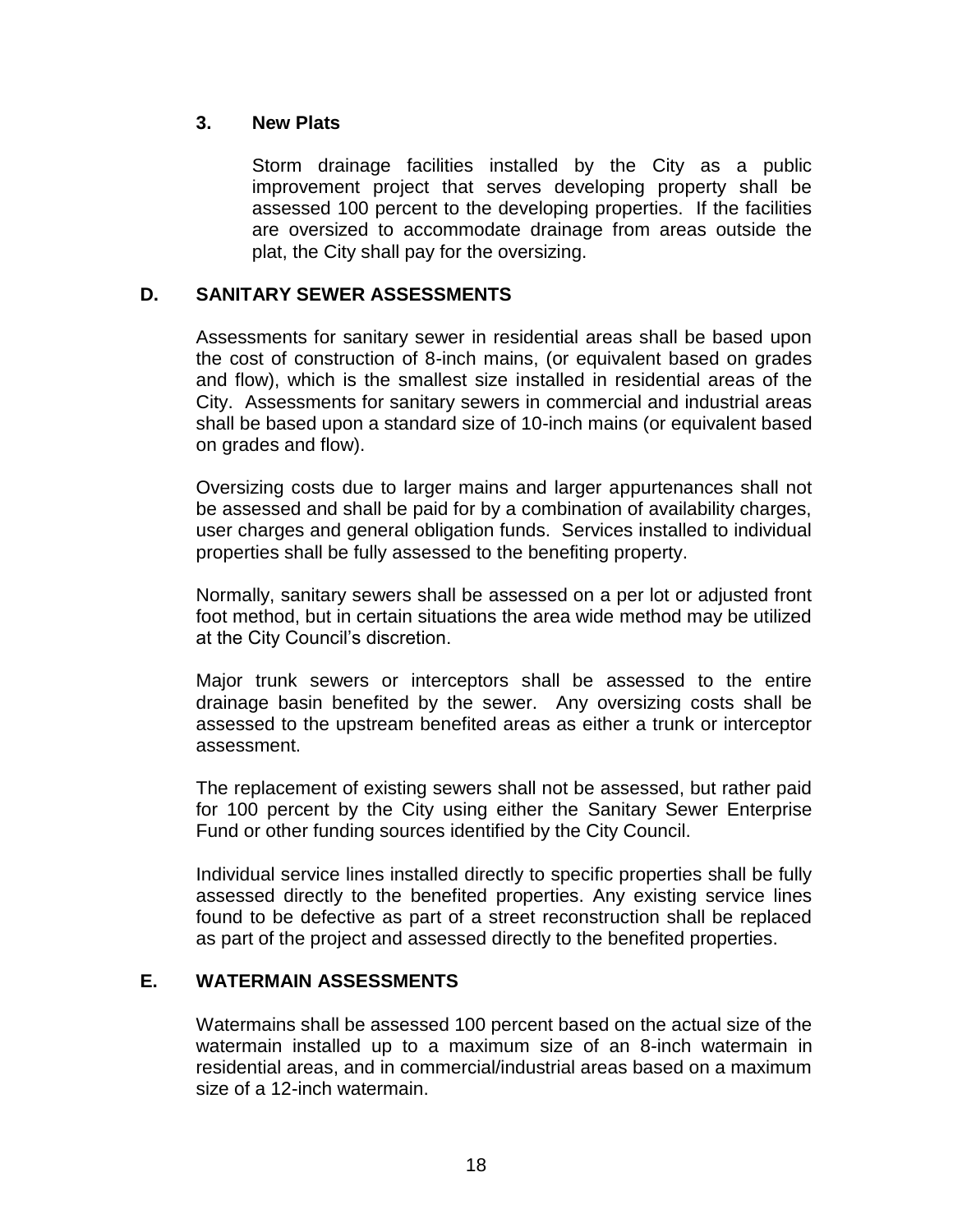### 3. New Plats

Storm drainage facilities installed by the City as a public improvement project that serves developing property shall be assessed 100 percent to the developing properties. If the facilities are oversized to accommodate drainage from areas outside the plat, the City shall pay for the oversizing.

## D. SANITARY SEWER ASSESSMENTS

Assessments for sanitary sewer in residential areas shall be based upon the cost of construction of 8-inch mains, (or equivalent based on grades and flow), which is the smallest size installed in residential areas of the City. Assessments for sanitary sewers in commercial and industrial areas shall be based upon a standard size of 10-inch mains (or equivalent based on grades and flow).

Oversizing costs due to larger mains and larger appurtenances shall not be assessed and shall be paid for by a combination of availability charges, user charges and general obligation funds. Services installed to individual properties shall be fully assessed to the benefiting property.

Normally, sanitary sewers shall be assessed on a per lot or adjusted front foot method, but in certain situations the area wide method may be utilized at the City Council's discretion.

Major trunk sewers or interceptors shall be assessed to the entire drainage basin benefited by the sewer. Any oversizing costs shall be assessed to the upstream benefited areas as either a trunk or interceptor assessment.

The replacement of existing sewers shall not be assessed, but rather paid for 100 percent by the City using either the Sanitary Sewer Enterprise Fund or other funding sources identified by the City Council.

Individual service lines installed directly to specific properties shall be fully assessed directly to the benefited properties. Any existing service lines found to be defective as part of a street reconstruction shall be replaced as part of the project and assessed directly to the benefited properties.

## E. WATERMAIN ASSESSMENTS

Watermains shall be assessed 100 percent based on the actual size of the watermain installed up to a maximum size of an 8-inch watermain in residential areas, and in commercial/industrial areas based on a maximum size of a 12-inch watermain.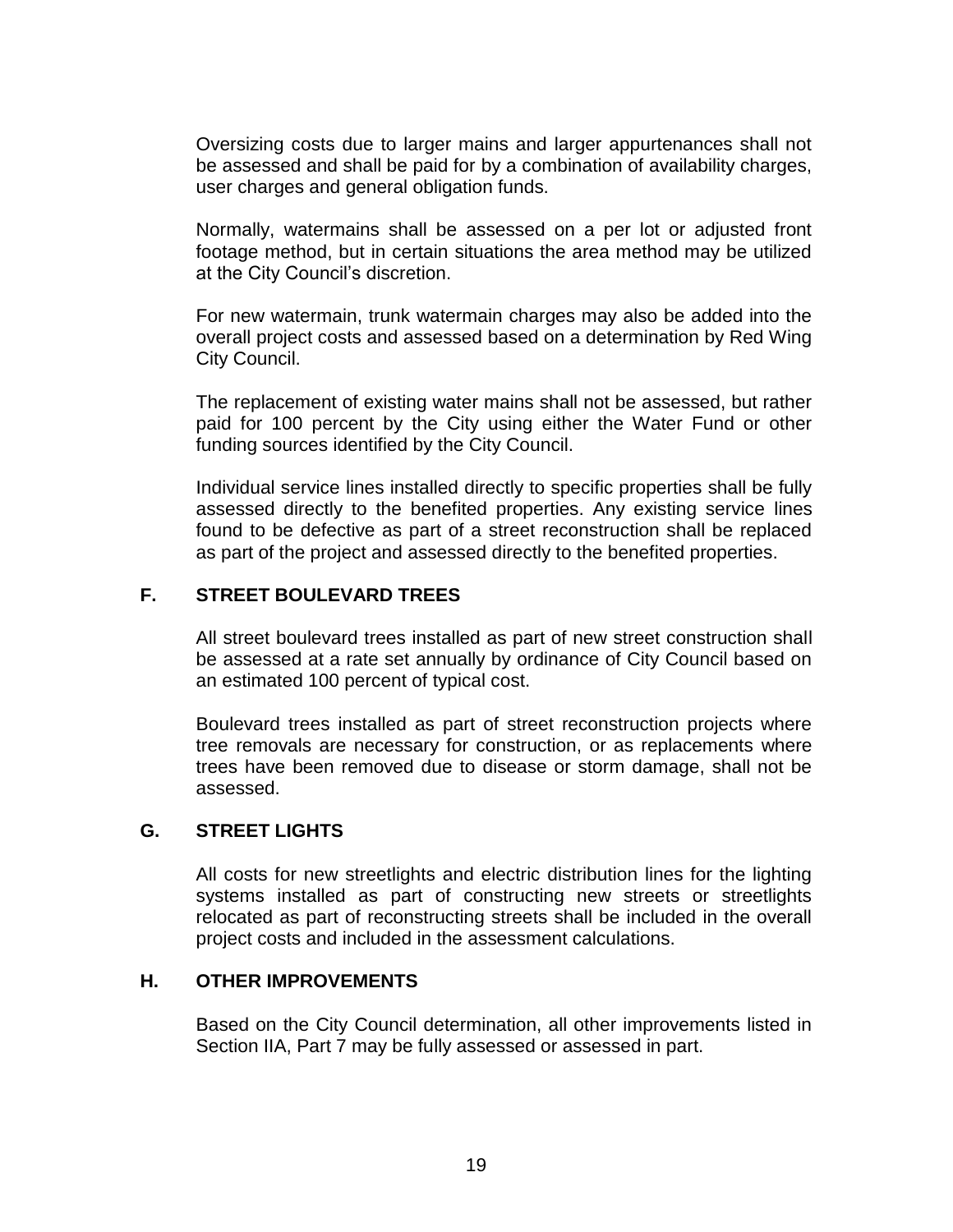Oversizing costs due to larger mains and larger appurtenances shall not be assessed and shall be paid for by a combination of availability charges, user charges and general obligation funds.

Normally, watermains shall be assessed on a per lot or adjusted front footage method, but in certain situations the area method may be utilized at the City Council's discretion.

For new watermain, trunk watermain charges may also be added into the overall project costs and assessed based on a determination by Red Wing City Council.

The replacement of existing water mains shall not be assessed, but rather paid for 100 percent by the City using either the Water Fund or other funding sources identified by the City Council.

Individual service lines installed directly to specific properties shall be fully assessed directly to the benefited properties. Any existing service lines found to be defective as part of a street reconstruction shall be replaced as part of the project and assessed directly to the benefited properties.

### F. STREET BOULEVARD TREES

All street boulevard trees installed as part of new street construction shall be assessed at a rate set annually by ordinance of City Council based on an estimated 100 percent of typical cost.

Boulevard trees installed as part of street reconstruction projects where tree removals are necessary for construction, or as replacements where trees have been removed due to disease or storm damage, shall not be assessed.

### G. STREET LIGHTS

All costs for new streetlights and electric distribution lines for the lighting systems installed as part of constructing new streets or streetlights relocated as part of reconstructing streets shall be included in the overall project costs and included in the assessment calculations.

### H. OTHER IMPROVEMENTS

Based on the City Council determination, all other improvements listed in Section IIA, Part 7 may be fully assessed or assessed in part.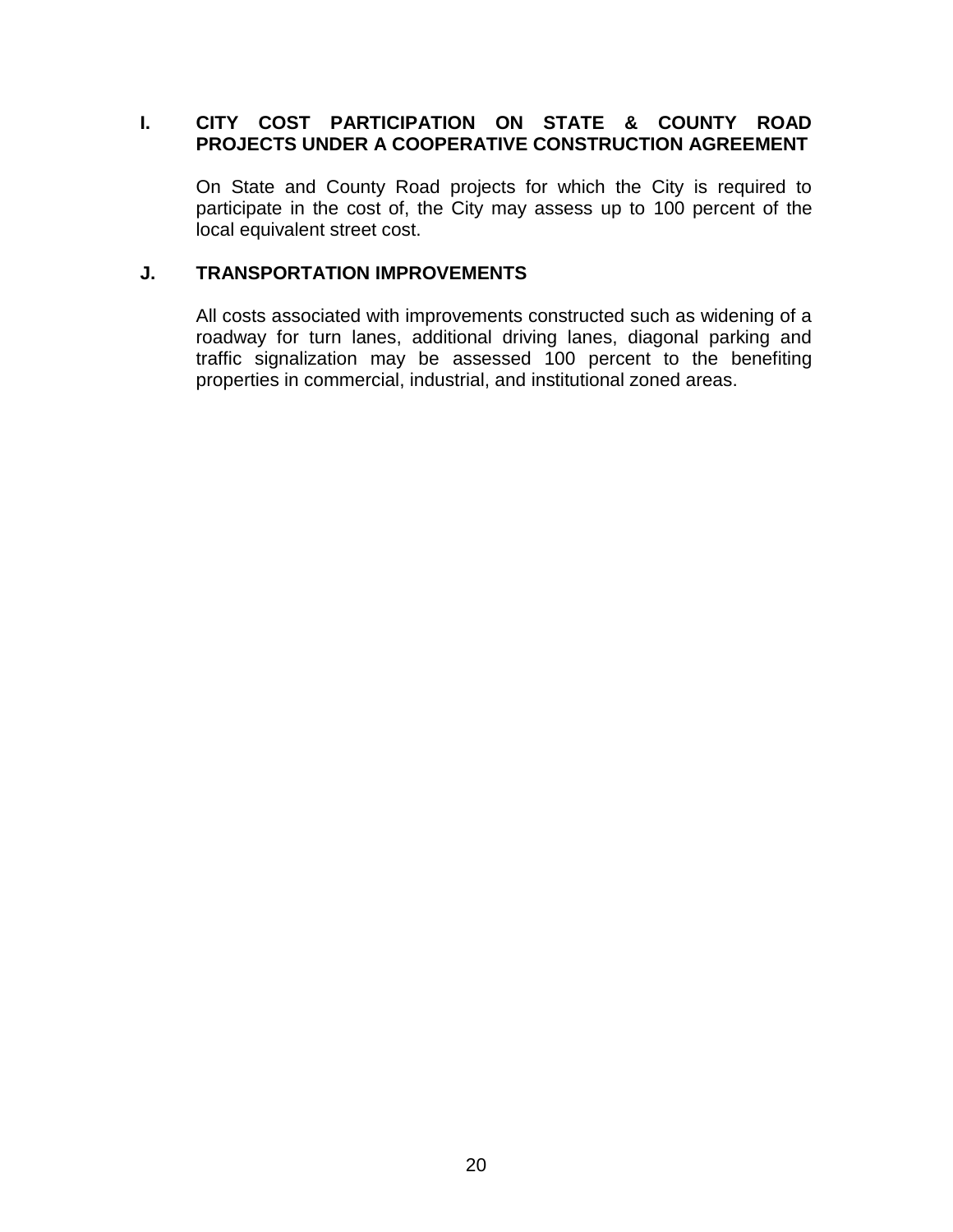## I. CITY COST PARTICIPATION ON STATE & COUNTY ROAD PROJECTS UNDER A COOPERATIVE CONSTRUCTION AGREEMENT

On State and County Road projects for which the City is required to participate in the cost of, the City may assess up to 100 percent of the local equivalent street cost.

## J. TRANSPORTATION IMPROVEMENTS

All costs associated with improvements constructed such as widening of a roadway for turn lanes, additional driving lanes, diagonal parking and traffic signalization may be assessed 100 percent to the benefiting properties in commercial, industrial, and institutional zoned areas.